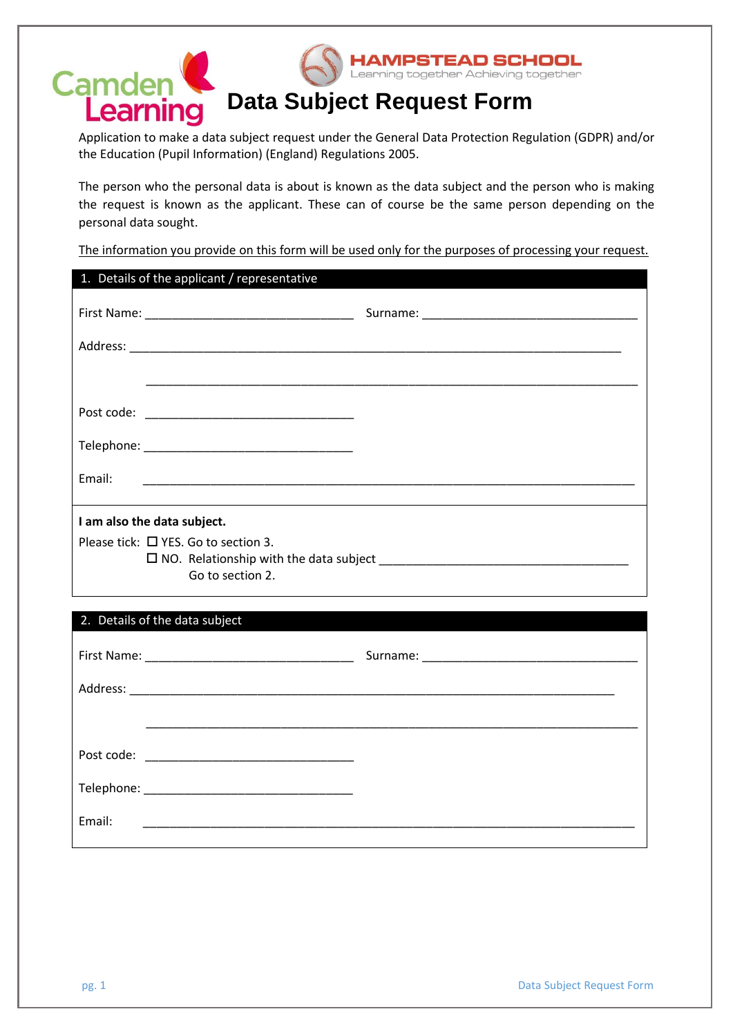Camden Learning

HAMPSTEAD SCHOOL
Learning together Achieving together

# Data Subject Request Form

Application to make a data subject request under the General Data Protection Regulation (GDPR) and/or the Education (Pupil Information) (England) Regulations 2005.

The person who the personal data is about is known as the data subject and the person who is making the request is known as the applicant. These can of course be the same person depending on the personal data sought.

<u>The information you provide on this form will be used only for the purposes of processing your request.</u>

## 1. Details of the applicant / representative

First Name: ______________________________ Surname: ______________________________

Address: ______________________________________________________________________

______________________________________________________________________

Post code: ______________________________

Telephone: ______________________________

Email: ______________________________________________________________________

**I am also the data subject.**

Please tick: ☐ YES. Go to section 3.

☐ NO. Relationship with the data subject ______________________________
Go to section 2.

## 2. Details of the data subject

First Name: ______________________________ Surname: ______________________________

Address: ______________________________________________________________________

______________________________________________________________________

Post code: ______________________________

Telephone: ______________________________

Email: ______________________________________________________________________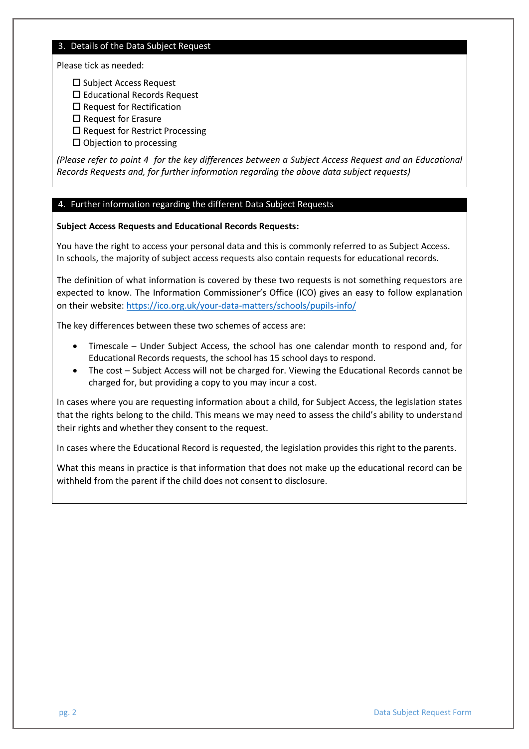## 3. Details of the Data Subject Request

Please tick as needed:

- ☐ Subject Access Request
- ☐ Educational Records Request
- ☐ Request for Rectification
- ☐ Request for Erasure
- ☐ Request for Restrict Processing
- ☐ Objection to processing

*(Please refer to point 4 for the key differences between a Subject Access Request and an Educational Records Requests and, for further information regarding the above data subject requests)*

## 4. Further information regarding the different Data Subject Requests

**Subject Access Requests and Educational Records Requests:**

You have the right to access your personal data and this is commonly referred to as Subject Access. In schools, the majority of subject access requests also contain requests for educational records.

The definition of what information is covered by these two requests is not something requestors are expected to know. The Information Commissioner's Office (ICO) gives an easy to follow explanation on their website: [https://ico.org.uk/your-data-matters/schools/pupils-info/](https://ico.org.uk/your-data-matters/schools/pupils-info/)

The key differences between these two schemes of access are:

- Timescale – Under Subject Access, the school has one calendar month to respond and, for Educational Records requests, the school has 15 school days to respond.
- The cost – Subject Access will not be charged for. Viewing the Educational Records cannot be charged for, but providing a copy to you may incur a cost.

In cases where you are requesting information about a child, for Subject Access, the legislation states that the rights belong to the child. This means we may need to assess the child's ability to understand their rights and whether they consent to the request.

In cases where the Educational Record is requested, the legislation provides this right to the parents.

What this means in practice is that information that does not make up the educational record can be withheld from the parent if the child does not consent to disclosure.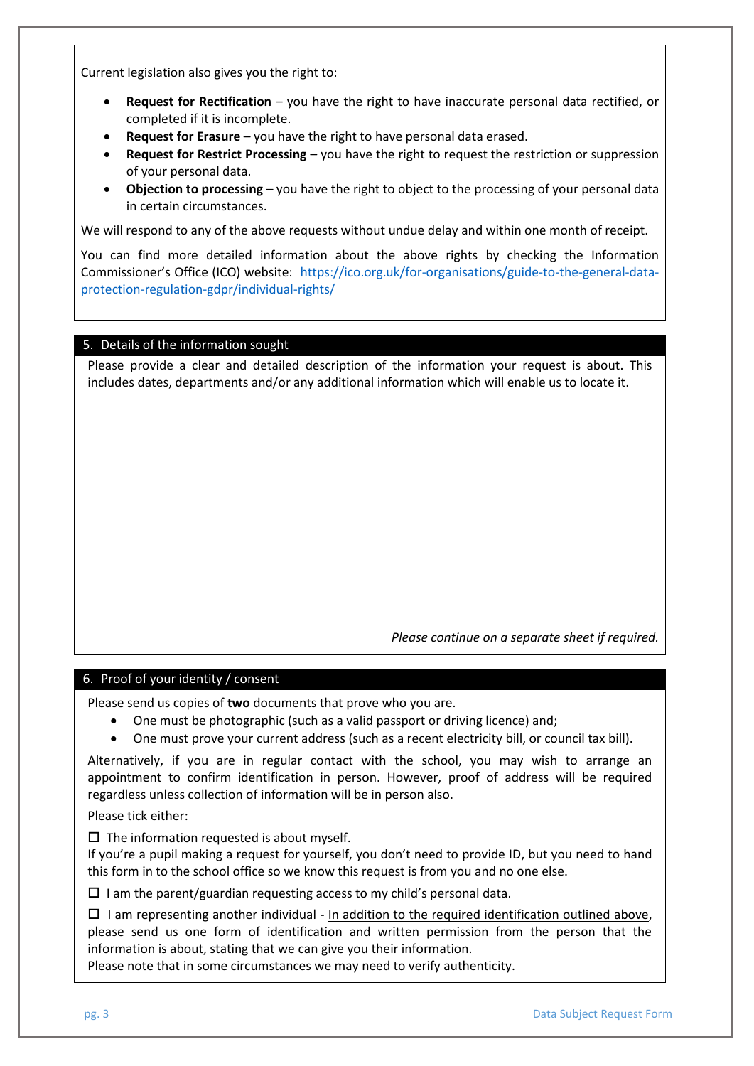Current legislation also gives you the right to:

- **Request for Rectification** – you have the right to have inaccurate personal data rectified, or completed if it is incomplete.
- **Request for Erasure** – you have the right to have personal data erased.
- **Request for Restrict Processing** – you have the right to request the restriction or suppression of your personal data.
- **Objection to processing** – you have the right to object to the processing of your personal data in certain circumstances.

We will respond to any of the above requests without undue delay and within one month of receipt.

You can find more detailed information about the above rights by checking the Information Commissioner's Office (ICO) website: [https://ico.org.uk/for-organisations/guide-to-the-general-data-protection-regulation-gdpr/individual-rights/](https://ico.org.uk/for-organisations/guide-to-the-general-data-protection-regulation-gdpr/individual-rights/)

## 5. Details of the information sought

Please provide a clear and detailed description of the information your request is about. This includes dates, departments and/or any additional information which will enable us to locate it.

*Please continue on a separate sheet if required.*

## 6. Proof of your identity / consent

Please send us copies of **two** documents that prove who you are.

- One must be photographic (such as a valid passport or driving licence) and;
- One must prove your current address (such as a recent electricity bill, or council tax bill).

Alternatively, if you are in regular contact with the school, you may wish to arrange an appointment to confirm identification in person. However, proof of address will be required regardless unless collection of information will be in person also.

Please tick either:

☐ The information requested is about myself.
If you're a pupil making a request for yourself, you don't need to provide ID, but you need to hand this form in to the school office so we know this request is from you and no one else.

☐ I am the parent/guardian requesting access to my child's personal data.

☐ I am representing another individual - In addition to the required identification outlined above, please send us one form of identification and written permission from the person that the information is about, stating that we can give you their information.
Please note that in some circumstances we may need to verify authenticity.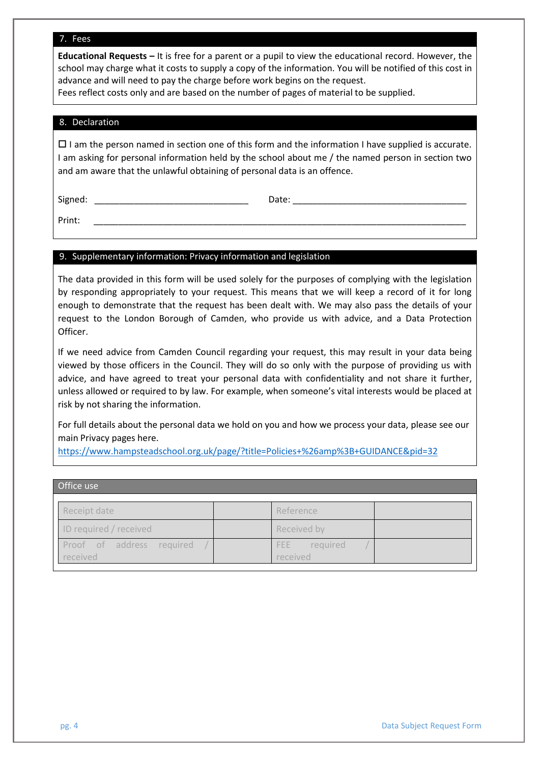## 7. Fees

**Educational Requests –** It is free for a parent or a pupil to view the educational record. However, the school may charge what it costs to supply a copy of the information. You will be notified of this cost in advance and will need to pay the charge before work begins on the request.
Fees reflect costs only and are based on the number of pages of material to be supplied.

## 8. Declaration

☐ I am the person named in section one of this form and the information I have supplied is accurate. I am asking for personal information held by the school about me / the named person in section two and am aware that the unlawful obtaining of personal data is an offence.

Signed: ______________________________ Date: ___________________________________

Print: ________________________________________________________________________

## 9. Supplementary information: Privacy information and legislation

The data provided in this form will be used solely for the purposes of complying with the legislation by responding appropriately to your request. This means that we will keep a record of it for long enough to demonstrate that the request has been dealt with. We may also pass the details of your request to the London Borough of Camden, who provide us with advice, and a Data Protection Officer.

If we need advice from Camden Council regarding your request, this may result in your data being viewed by those officers in the Council. They will do so only with the purpose of providing us with advice, and have agreed to treat your personal data with confidentiality and not share it further, unless allowed or required to by law. For example, when someone's vital interests would be placed at risk by not sharing the information.

For full details about the personal data we hold on you and how we process your data, please see our main Privacy pages here.
https://www.hampsteadschool.org.uk/page/?title=Policies+%26amp%3B+GUIDANCE&pid=32

## Office use

| | | | |
|---|---|---|---|
| Receipt date | | Reference | |
| ID required / received | | Received by | |
| Proof of address required / received | | FEE required / received | |